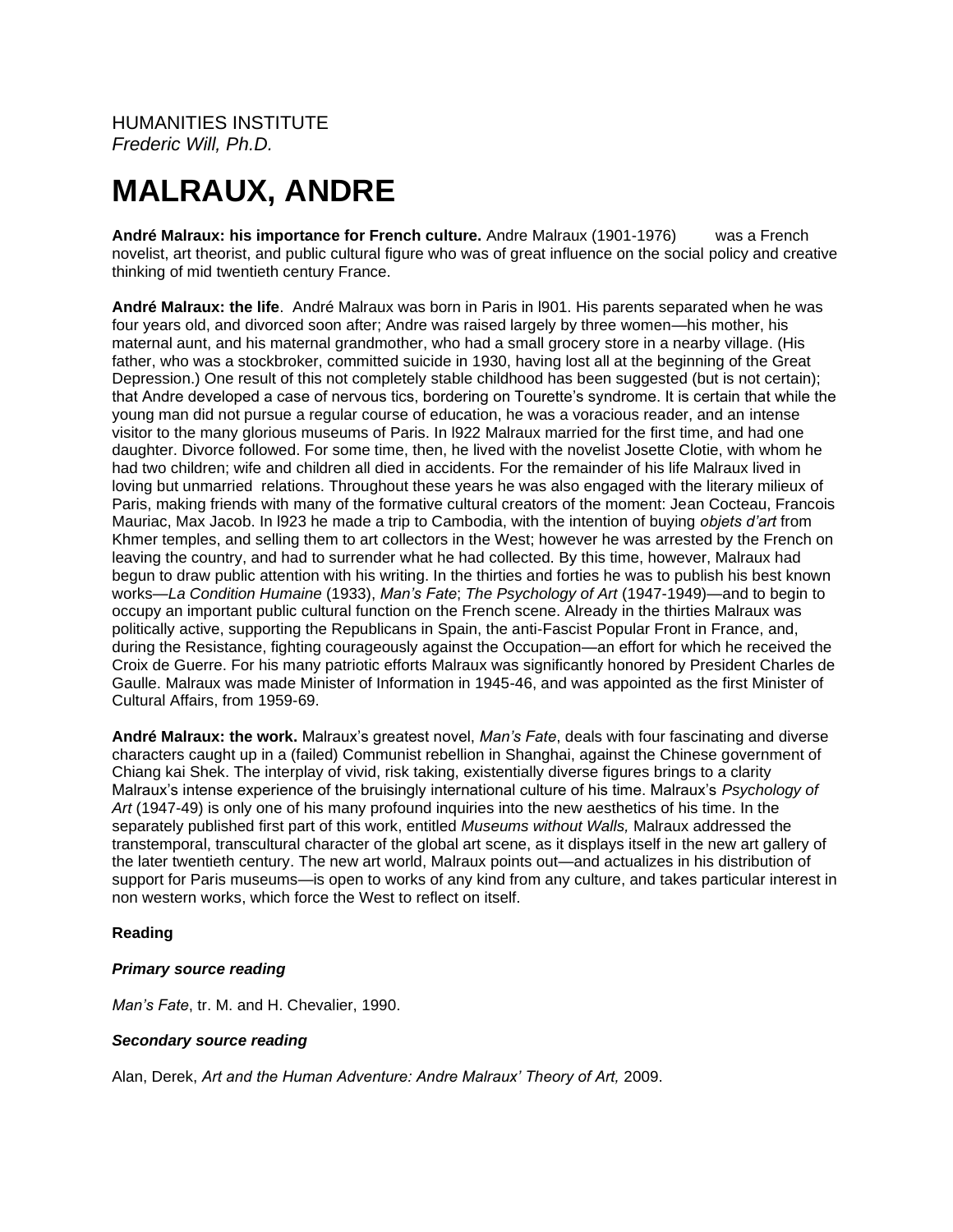HUMANITIES INSTITUTE
*Frederic Will, Ph.D.*

# MALRAUX, ANDRE

**André Malraux: his importance for French culture.** Andre Malraux (1901-1976) was a French novelist, art theorist, and public cultural figure who was of great influence on the social policy and creative thinking of mid twentieth century France.

**André Malraux: the life**. André Malraux was born in Paris in l901. His parents separated when he was four years old, and divorced soon after; Andre was raised largely by three women—his mother, his maternal aunt, and his maternal grandmother, who had a small grocery store in a nearby village. (His father, who was a stockbroker, committed suicide in 1930, having lost all at the beginning of the Great Depression.) One result of this not completely stable childhood has been suggested (but is not certain); that Andre developed a case of nervous tics, bordering on Tourette's syndrome. It is certain that while the young man did not pursue a regular course of education, he was a voracious reader, and an intense visitor to the many glorious museums of Paris. In l922 Malraux married for the first time, and had one daughter. Divorce followed. For some time, then, he lived with the novelist Josette Clotie, with whom he had two children; wife and children all died in accidents. For the remainder of his life Malraux lived in loving but unmarried relations. Throughout these years he was also engaged with the literary milieux of Paris, making friends with many of the formative cultural creators of the moment: Jean Cocteau, Francois Mauriac, Max Jacob. In l923 he made a trip to Cambodia, with the intention of buying *objets d'art* from Khmer temples, and selling them to art collectors in the West; however he was arrested by the French on leaving the country, and had to surrender what he had collected. By this time, however, Malraux had begun to draw public attention with his writing. In the thirties and forties he was to publish his best known works—*La Condition Humaine* (1933), *Man's Fate*; *The Psychology of Art* (1947-1949)—and to begin to occupy an important public cultural function on the French scene. Already in the thirties Malraux was politically active, supporting the Republicans in Spain, the anti-Fascist Popular Front in France, and, during the Resistance, fighting courageously against the Occupation—an effort for which he received the Croix de Guerre. For his many patriotic efforts Malraux was significantly honored by President Charles de Gaulle. Malraux was made Minister of Information in 1945-46, and was appointed as the first Minister of Cultural Affairs, from 1959-69.

**André Malraux: the work.** Malraux's greatest novel, *Man's Fate*, deals with four fascinating and diverse characters caught up in a (failed) Communist rebellion in Shanghai, against the Chinese government of Chiang kai Shek. The interplay of vivid, risk taking, existentially diverse figures brings to a clarity Malraux's intense experience of the bruisingly international culture of his time. Malraux's *Psychology of Art* (1947-49) is only one of his many profound inquiries into the new aesthetics of his time. In the separately published first part of this work, entitled *Museums without Walls,* Malraux addressed the transtemporal, transcultural character of the global art scene, as it displays itself in the new art gallery of the later twentieth century. The new art world, Malraux points out—and actualizes in his distribution of support for Paris museums—is open to works of any kind from any culture, and takes particular interest in non western works, which force the West to reflect on itself.

**Reading**

***Primary source reading***

*Man's Fate*, tr. M. and H. Chevalier, 1990.

***Secondary source reading***

Alan, Derek, *Art and the Human Adventure: Andre Malraux' Theory of Art,* 2009.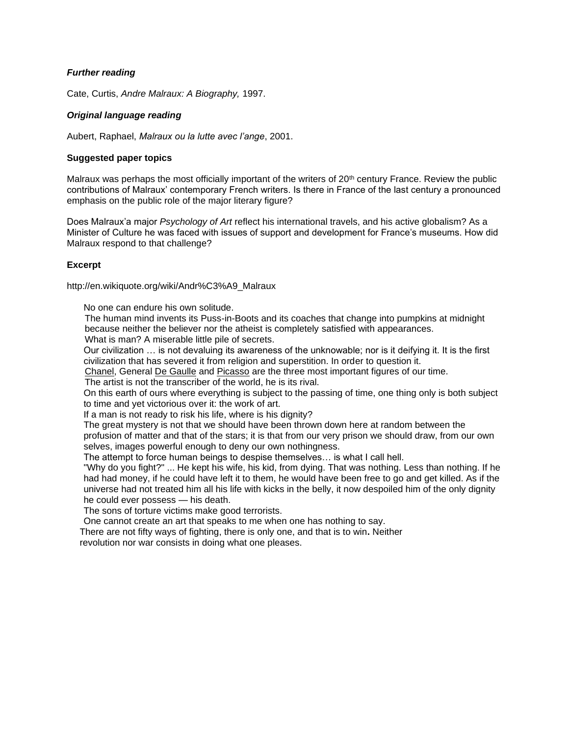***Further reading***

Cate, Curtis, *Andre Malraux: A Biography,* 1997.

***Original language reading***

Aubert, Raphael, *Malraux ou la lutte avec l'ange*, 2001.

**Suggested paper topics**

Malraux was perhaps the most officially important of the writers of 20th century France. Review the public contributions of Malraux' contemporary French writers. Is there in France of the last century a pronounced emphasis on the public role of the major literary figure?

Does Malraux'a major *Psychology of Art* reflect his international travels, and his active globalism? As a Minister of Culture he was faced with issues of support and development for France's museums. How did Malraux respond to that challenge?

**Excerpt**

http://en.wikiquote.org/wiki/Andr%C3%A9_Malraux

No one can endure his own solitude.

The human mind invents its Puss-in-Boots and its coaches that change into pumpkins at midnight because neither the believer nor the atheist is completely satisfied with appearances.

What is man? A miserable little pile of secrets.

Our civilization … is not devaluing its awareness of the unknowable; nor is it deifying it. It is the first civilization that has severed it from religion and superstition. In order to question it.

Chanel, General De Gaulle and Picasso are the three most important figures of our time.

The artist is not the transcriber of the world, he is its rival.

On this earth of ours where everything is subject to the passing of time, one thing only is both subject to time and yet victorious over it: the work of art.

If a man is not ready to risk his life, where is his dignity?

The great mystery is not that we should have been thrown down here at random between the profusion of matter and that of the stars; it is that from our very prison we should draw, from our own selves, images powerful enough to deny our own nothingness.

The attempt to force human beings to despise themselves… is what I call hell.

"Why do you fight?" ... He kept his wife, his kid, from dying. That was nothing. Less than nothing. If he had had money, if he could have left it to them, he would have been free to go and get killed. As if the universe had not treated him all his life with kicks in the belly, it now despoiled him of the only dignity he could ever possess — his death.

The sons of torture victims make good terrorists.

One cannot create an art that speaks to me when one has nothing to say.

There are not fifty ways of fighting, there is only one, and that is to win**.** Neither revolution nor war consists in doing what one pleases.